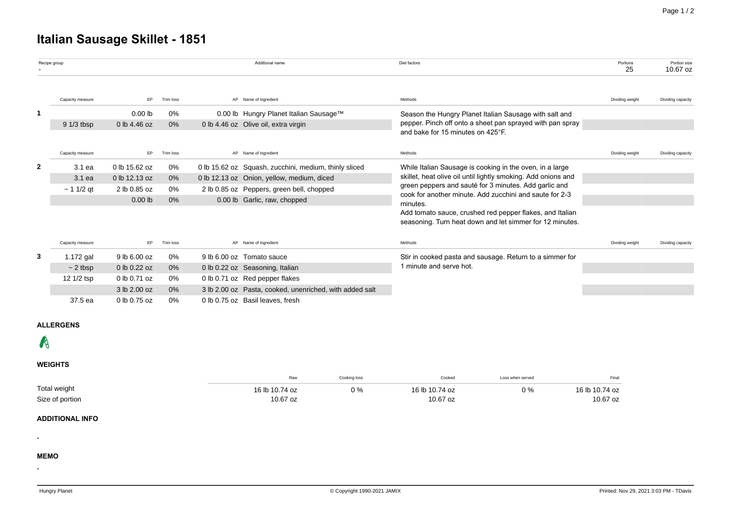# Italian Sausage Skillet - 1851

| Recipe group | Additional name | Diet factors | Portions | Portion size |
|---|---|---|---|---|
| - | | | 25 | 10.67 oz |

| | Capacity measure | EP | Trim loss | AP | Name of ingredient | Methods | Dividing weight | Dividing capacity |
|---|---|---|---|---|---|---|---|---|
| 1 | | 0.00 lb | 0% | 0.00 lb | Hungry Planet Italian Sausage™ | Season the Hungry Planet Italian Sausage with salt and pepper. Pinch off onto a sheet pan sprayed with pan spray and bake for 15 minutes on 425°F. | | |
| | 9 1/3 tbsp | 0 lb 4.46 oz | 0% | 0 lb 4.46 oz | Olive oil, extra virgin | | | |

| | Capacity measure | EP | Trim loss | AP | Name of ingredient | Methods | Dividing weight | Dividing capacity |
|---|---|---|---|---|---|---|---|---|
| 2 | 3.1 ea | 0 lb 15.62 oz | 0% | 0 lb 15.62 oz | Squash, zucchini, medium, thinly sliced | While Italian Sausage is cooking in the oven, in a large skillet, heat olive oil until lightly smoking. Add onions and green peppers and sauté for 3 minutes. Add garlic and cook for another minute. Add zucchini and saute for 2-3 minutes.<br>Add tomato sauce, crushed red pepper flakes, and Italian seasoning. Turn heat down and let simmer for 12 minutes. | | |
| | 3.1 ea | 0 lb 12.13 oz | 0% | 0 lb 12.13 oz | Onion, yellow, medium, diced | | | |
| | ~ 1 1/2 qt | 2 lb 0.85 oz | 0% | 2 lb 0.85 oz | Peppers, green bell, chopped | | | |
| | | 0.00 lb | 0% | 0.00 lb | Garlic, raw, chopped | | | |

| | Capacity measure | EP | Trim loss | AP | Name of ingredient | Methods | Dividing weight | Dividing capacity |
|---|---|---|---|---|---|---|---|---|
| 3 | 1.172 gal | 9 lb 6.00 oz | 0% | 9 lb 6.00 oz | Tomato sauce | Stir in cooked pasta and sausage. Return to a simmer for 1 minute and serve hot. | | |
| | ~ 2 tbsp | 0 lb 0.22 oz | 0% | 0 lb 0.22 oz | Seasoning, Italian | | | |
| | 12 1/2 tsp | 0 lb 0.71 oz | 0% | 0 lb 0.71 oz | Red pepper flakes | | | |
| | | 3 lb 2.00 oz | 0% | 3 lb 2.00 oz | Pasta, cooked, unenriched, with added salt | | | |
| | 37.5 ea | 0 lb 0.75 oz | 0% | 0 lb 0.75 oz | Basil leaves, fresh | | | |

## ALLERGENS

## WEIGHTS

| | Raw | Cooking loss | Cooked | Loss when served | Final |
|---|---|---|---|---|---|
| Total weight | 16 lb 10.74 oz | 0 % | 16 lb 10.74 oz | 0 % | 16 lb 10.74 oz |
| Size of portion | 10.67 oz | | 10.67 oz | | 10.67 oz |

## ADDITIONAL INFO

-

## MEMO

-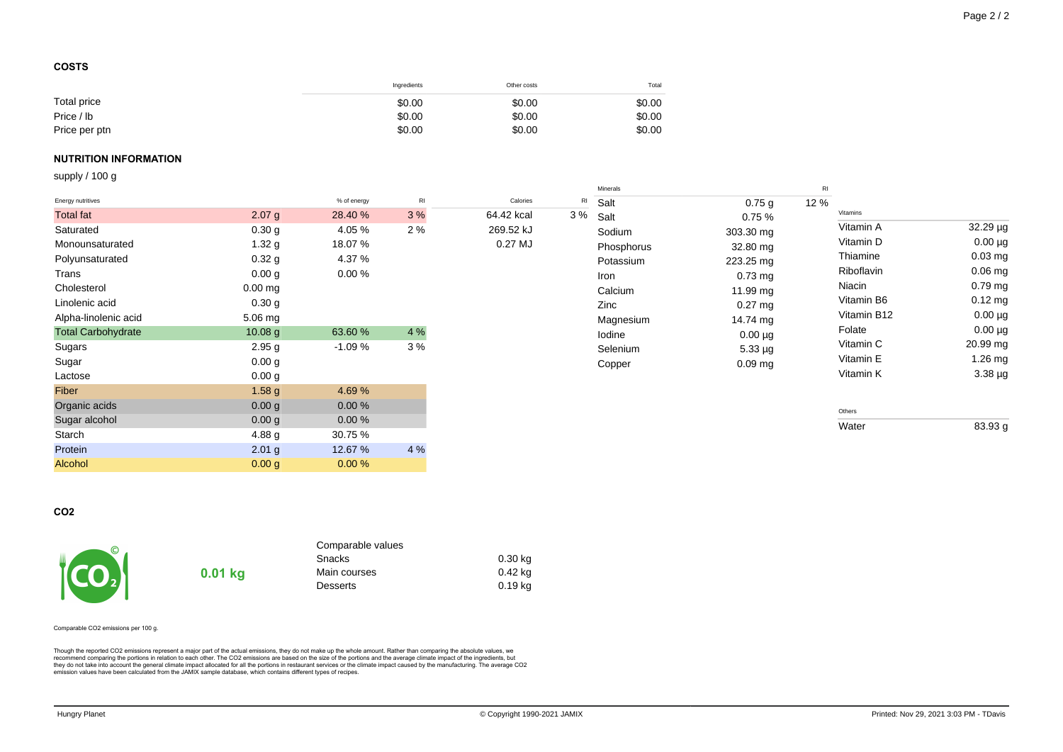#### COSTS

| | Ingredients | Other costs | Total |
|---|---|---|---|
| Total price | $0.00 | $0.00 | $0.00 |
| Price / lb | $0.00 | $0.00 | $0.00 |
| Price per ptn | $0.00 | $0.00 | $0.00 |

#### NUTRITION INFORMATION

supply / 100 g

| Energy nutritives | | % of energy | RI |
|---|---|---|---|
| Total fat | 2.07 g | 28.40 % | 3 % |
| Saturated | 0.30 g | 4.05 % | 2 % |
| Monounsaturated | 1.32 g | 18.07 % | |
| Polyunsaturated | 0.32 g | 4.37 % | |
| Trans | 0.00 g | 0.00 % | |
| Cholesterol | 0.00 mg | | |
| Linolenic acid | 0.30 g | | |
| Alpha-linolenic acid | 5.06 mg | | |
| Total Carbohydrate | 10.08 g | 63.60 % | 4 % |
| Sugars | 2.95 g | -1.09 % | 3 % |
| Sugar | 0.00 g | | |
| Lactose | 0.00 g | | |
| Fiber | 1.58 g | 4.69 % | |
| Organic acids | 0.00 g | 0.00 % | |
| Sugar alcohol | 0.00 g | 0.00 % | |
| Starch | 4.88 g | 30.75 % | |
| Protein | 2.01 g | 12.67 % | 4 % |
| Alcohol | 0.00 g | 0.00 % | |

| Calories | RI |
|---|---|
| 64.42 kcal | 3 % |
| 269.52 kJ | |
| 0.27 MJ | |

| Minerals | | RI |
|---|---|---|
| Salt | 0.75 g | 12 % |
| Salt | 0.75 % | |
| Sodium | 303.30 mg | |
| Phosphorus | 32.80 mg | |
| Potassium | 223.25 mg | |
| Iron | 0.73 mg | |
| Calcium | 11.99 mg | |
| Zinc | 0.27 mg | |
| Magnesium | 14.74 mg | |
| Iodine | 0.00 µg | |
| Selenium | 5.33 µg | |
| Copper | 0.09 mg | |

| Vitamins | |
|---|---|
| Vitamin A | 32.29 µg |
| Vitamin D | 0.00 µg |
| Thiamine | 0.03 mg |
| Riboflavin | 0.06 mg |
| Niacin | 0.79 mg |
| Vitamin B6 | 0.12 mg |
| Vitamin B12 | 0.00 µg |
| Folate | 0.00 µg |
| Vitamin C | 20.99 mg |
| Vitamin E | 1.26 mg |
| Vitamin K | 3.38 µg |

| Others | |
|---|---|
| Water | 83.93 g |

#### CO2

**0.01 kg**

| Comparable values | |
|---|---|
| Snacks | 0.30 kg |
| Main courses | 0.42 kg |
| Desserts | 0.19 kg |

Comparable CO2 emissions per 100 g.

Though the reported CO2 emissions represent a major part of the actual emissions, they do not make up the whole amount. Rather than comparing the absolute values, we recommend comparing the portions in relation to each other. The CO2 emissions are based on the size of the portions and the average climate impact of the ingredients, but they do not take into account the general climate impact allocated for all the portions in restaurant services or the climate impact caused by the manufacturing. The average CO2 emission values have been calculated from the JAMIX sample database, which contains different types of recipes.